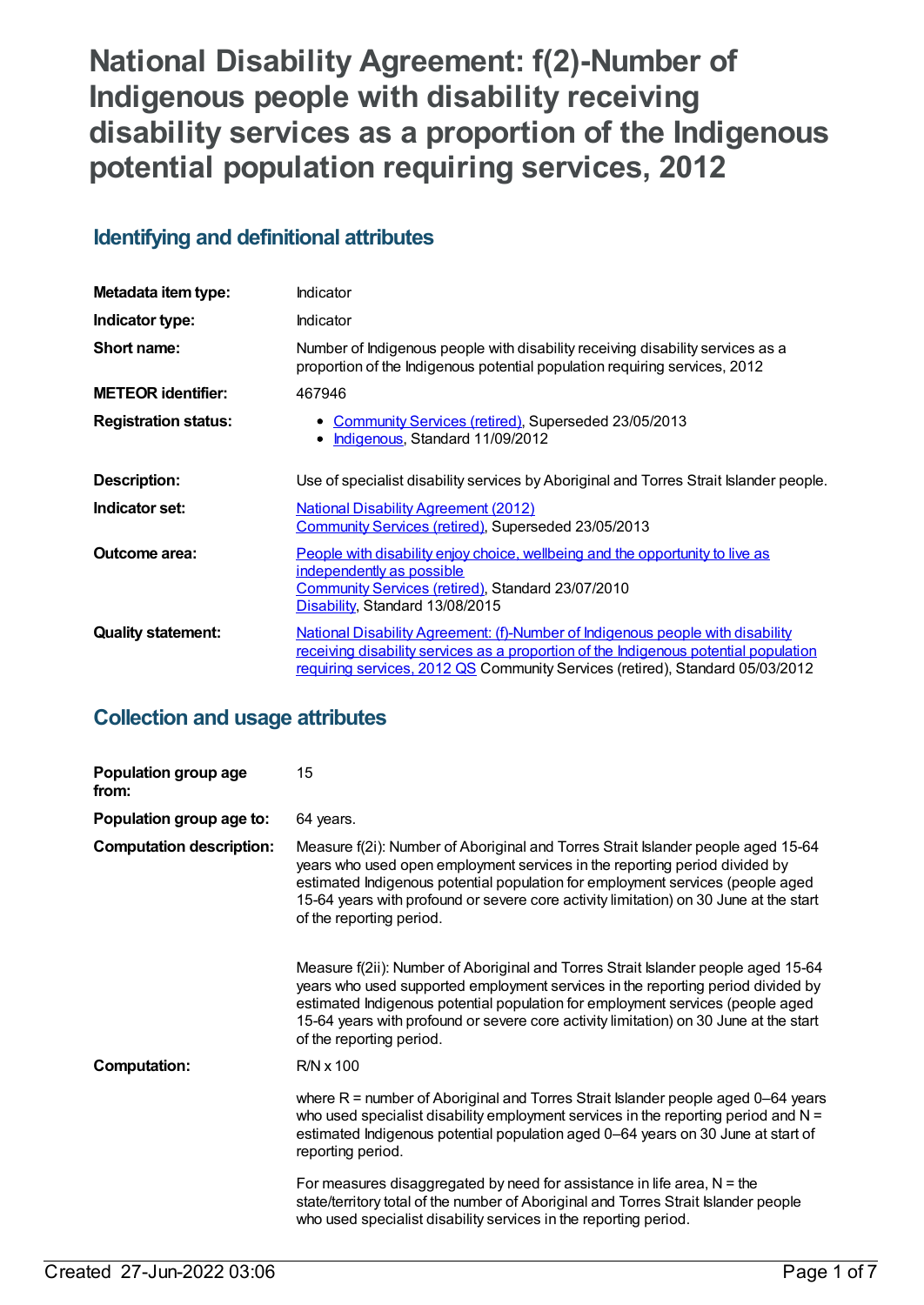# National Disability Agreement: f(2)-Number of Indigenous people with disability receiving disability services as a proportion of the Indigenous potential population requiring services, 2012

## Identifying and definitional attributes

| | |
|---|---|
| **Metadata item type:** | Indicator |
| **Indicator type:** | Indicator |
| **Short name:** | Number of Indigenous people with disability receiving disability services as a proportion of the Indigenous potential population requiring services, 2012 |
| **METEOR identifier:** | 467946 |
| **Registration status:** | • Community Services (retired), Superseded 23/05/2013<br>• Indigenous, Standard 11/09/2012 |
| **Description:** | Use of specialist disability services by Aboriginal and Torres Strait Islander people. |
| **Indicator set:** | National Disability Agreement (2012)<br>Community Services (retired), Superseded 23/05/2013 |
| **Outcome area:** | People with disability enjoy choice, wellbeing and the opportunity to live as independently as possible<br>Community Services (retired), Standard 23/07/2010<br>Disability, Standard 13/08/2015 |
| **Quality statement:** | National Disability Agreement: (f)-Number of Indigenous people with disability receiving disability services as a proportion of the Indigenous potential population requiring services, 2012 QS Community Services (retired), Standard 05/03/2012 |

## Collection and usage attributes

| | |
|---|---|
| **Population group age from:** | 15 |
| **Population group age to:** | 64 years. |
| **Computation description:** | Measure f(2i): Number of Aboriginal and Torres Strait Islander people aged 15-64 years who used open employment services in the reporting period divided by estimated Indigenous potential population for employment services (people aged 15-64 years with profound or severe core activity limitation) on 30 June at the start of the reporting period.<br><br>Measure f(2ii): Number of Aboriginal and Torres Strait Islander people aged 15-64 years who used supported employment services in the reporting period divided by estimated Indigenous potential population for employment services (people aged 15-64 years with profound or severe core activity limitation) on 30 June at the start of the reporting period. |
| **Computation:** | R/N x 100<br><br>where R = number of Aboriginal and Torres Strait Islander people aged 0–64 years who used specialist disability employment services in the reporting period and N = estimated Indigenous potential population aged 0–64 years on 30 June at start of reporting period.<br><br>For measures disaggregated by need for assistance in life area, N = the state/territory total of the number of Aboriginal and Torres Strait Islander people who used specialist disability services in the reporting period. |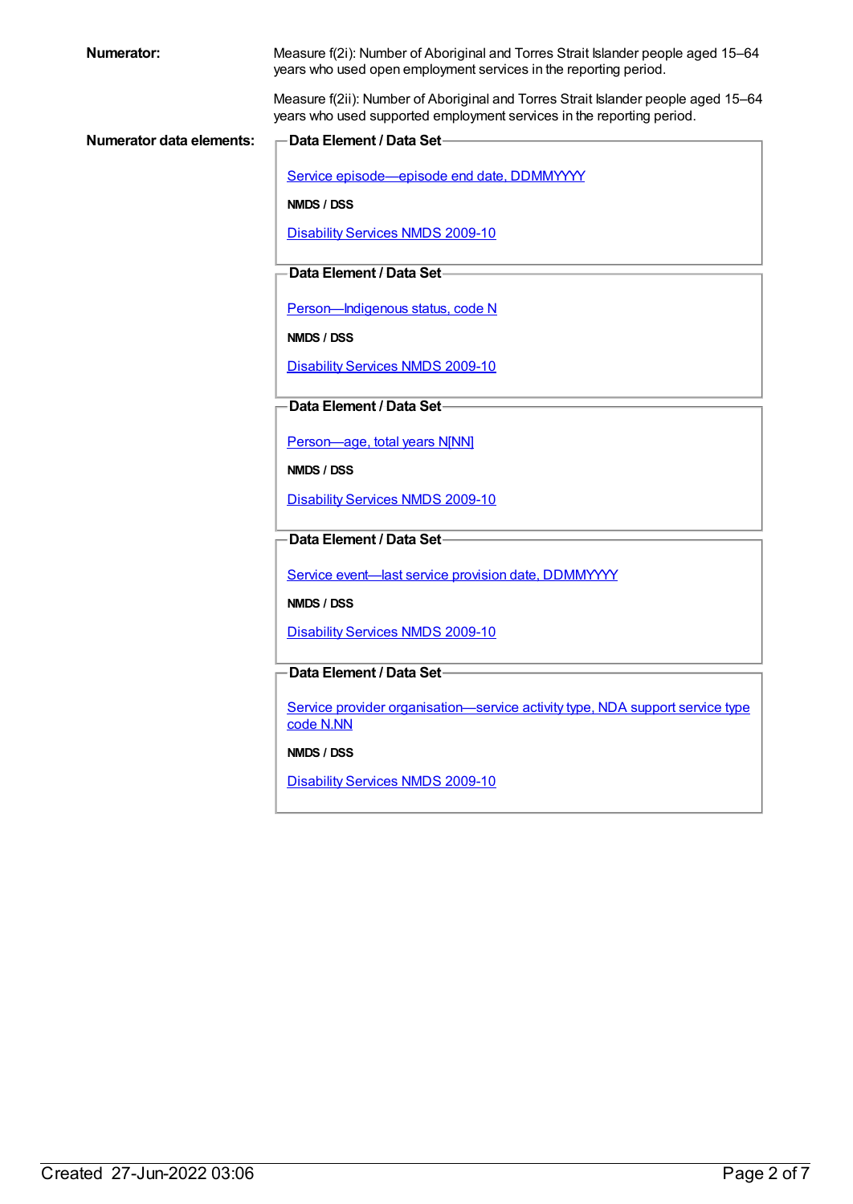**Numerator:**

Measure f(2i): Number of Aboriginal and Torres Strait Islander people aged 15–64 years who used open employment services in the reporting period.

Measure f(2ii): Number of Aboriginal and Torres Strait Islander people aged 15–64 years who used supported employment services in the reporting period.

**Numerator data elements:**

**Data Element / Data Set**

Service episode—episode end date, DDMMYYYY

**NMDS / DSS**

Disability Services NMDS 2009-10

**Data Element / Data Set**

Person—Indigenous status, code N

**NMDS / DSS**

Disability Services NMDS 2009-10

**Data Element / Data Set**

Person—age, total years N[NN]

**NMDS / DSS**

Disability Services NMDS 2009-10

**Data Element / Data Set**

Service event—last service provision date, DDMMYYYY

**NMDS / DSS**

Disability Services NMDS 2009-10

**Data Element / Data Set**

Service provider organisation—service activity type, NDA support service type code N.NN

**NMDS / DSS**

Disability Services NMDS 2009-10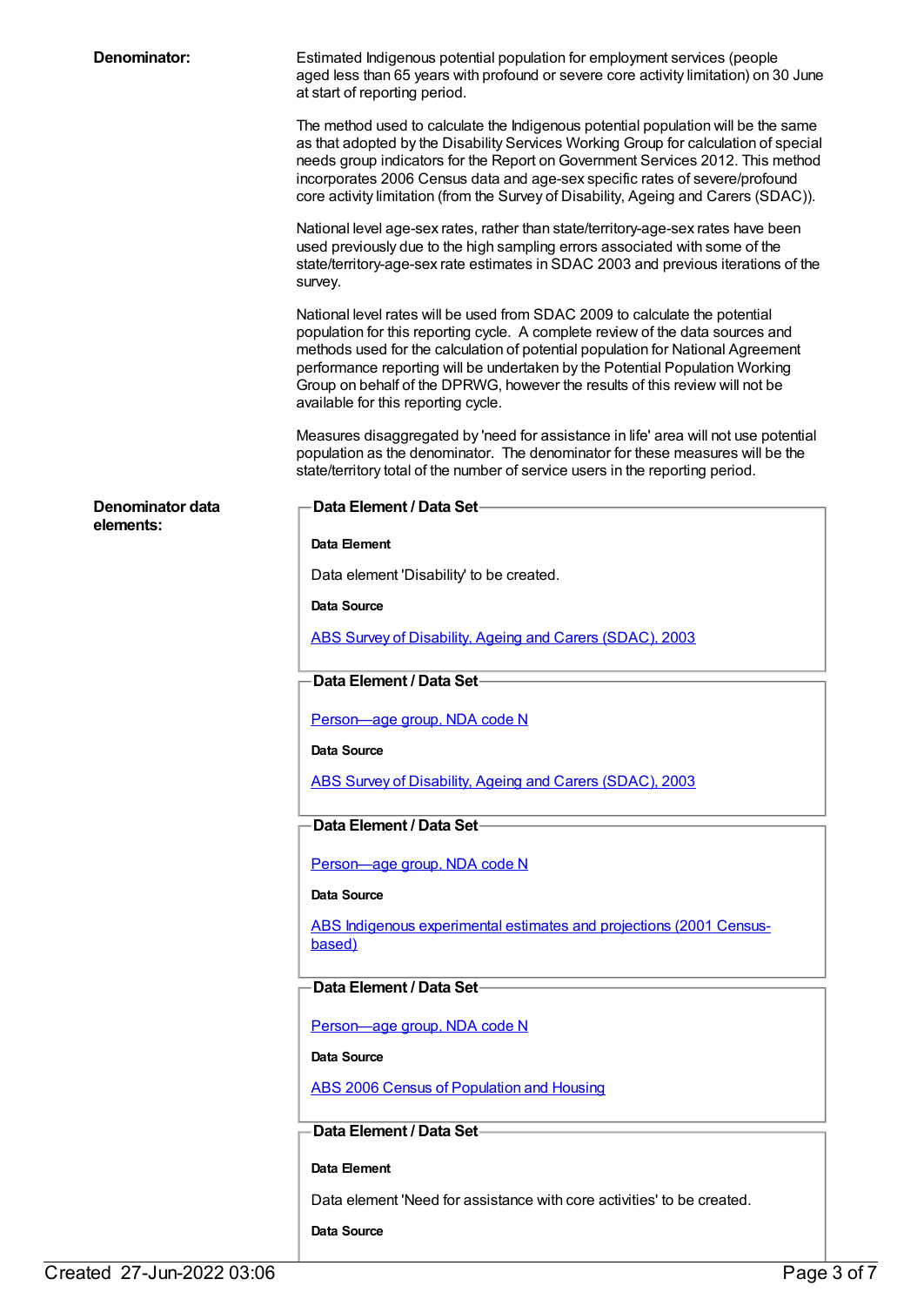**Denominator:**

Estimated Indigenous potential population for employment services (people aged less than 65 years with profound or severe core activity limitation) on 30 June at start of reporting period.

The method used to calculate the Indigenous potential population will be the same as that adopted by the Disability Services Working Group for calculation of special needs group indicators for the Report on Government Services 2012. This method incorporates 2006 Census data and age-sex specific rates of severe/profound core activity limitation (from the Survey of Disability, Ageing and Carers (SDAC)).

National level age-sex rates, rather than state/territory-age-sex rates have been used previously due to the high sampling errors associated with some of the state/territory-age-sex rate estimates in SDAC 2003 and previous iterations of the survey.

National level rates will be used from SDAC 2009 to calculate the potential population for this reporting cycle. A complete review of the data sources and methods used for the calculation of potential population for National Agreement performance reporting will be undertaken by the Potential Population Working Group on behalf of the DPRWG, however the results of this review will not be available for this reporting cycle.

Measures disaggregated by 'need for assistance in life' area will not use potential population as the denominator. The denominator for these measures will be the state/territory total of the number of service users in the reporting period.

**Denominator data elements:**

**Data Element / Data Set**

**Data Element**

Data element 'Disability' to be created.

**Data Source**

ABS Survey of Disability, Ageing and Carers (SDAC), 2003

**Data Element / Data Set**

Person—age group, NDA code N

**Data Source**

ABS Survey of Disability, Ageing and Carers (SDAC), 2003

**Data Element / Data Set**

Person—age group, NDA code N

**Data Source**

ABS Indigenous experimental estimates and projections (2001 Census-based)

**Data Element / Data Set**

Person—age group, NDA code N

**Data Source**

ABS 2006 Census of Population and Housing

**Data Element / Data Set**

**Data Element**

Data element 'Need for assistance with core activities' to be created.

**Data Source**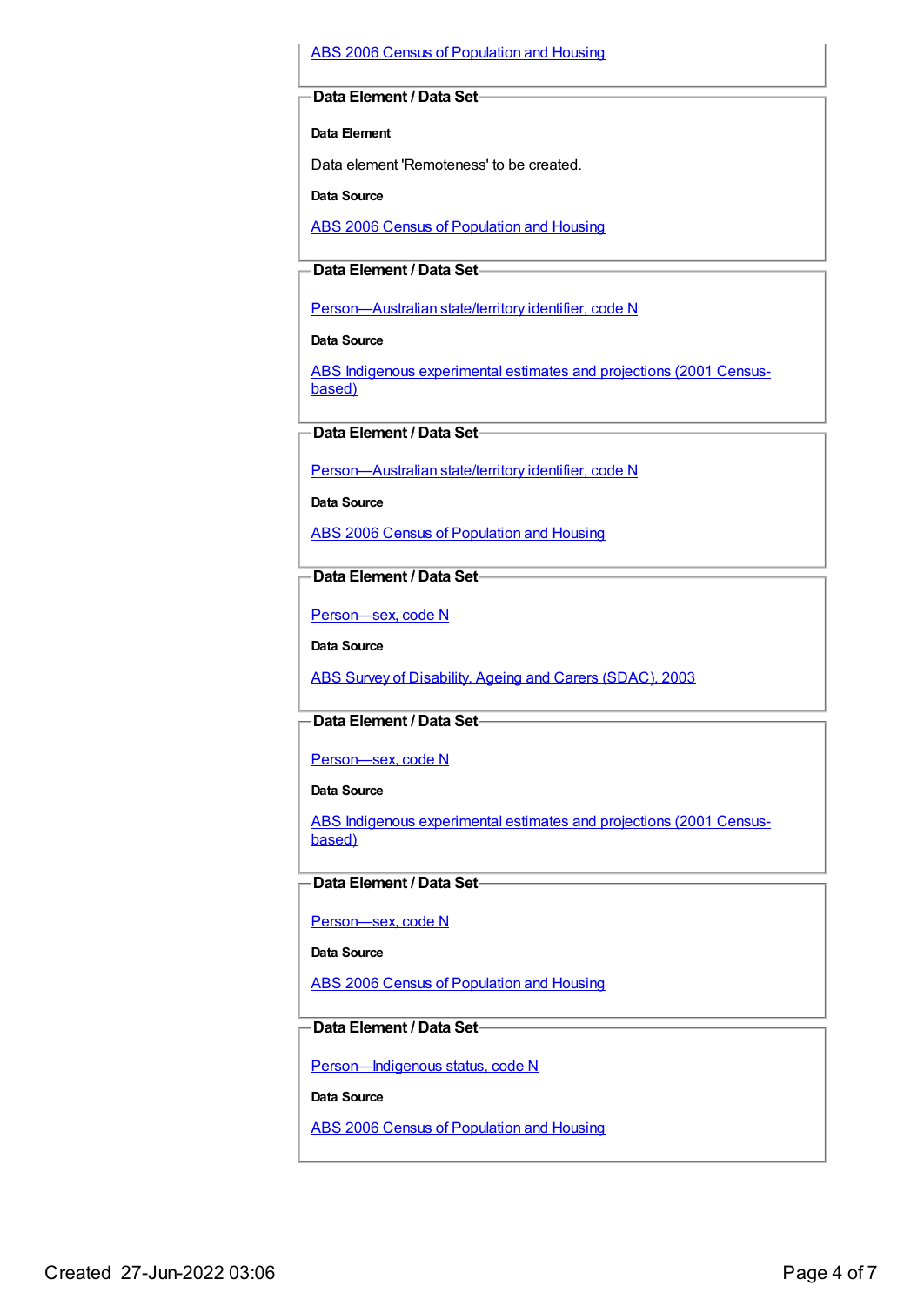ABS 2006 Census of Population and Housing

### Data Element / Data Set

**Data Element**

Data element 'Remoteness' to be created.

**Data Source**

ABS 2006 Census of Population and Housing

### Data Element / Data Set

Person—Australian state/territory identifier, code N

**Data Source**

ABS Indigenous experimental estimates and projections (2001 Census-based)

### Data Element / Data Set

Person—Australian state/territory identifier, code N

**Data Source**

ABS 2006 Census of Population and Housing

### Data Element / Data Set

Person—sex, code N

**Data Source**

ABS Survey of Disability, Ageing and Carers (SDAC), 2003

### Data Element / Data Set

Person—sex, code N

**Data Source**

ABS Indigenous experimental estimates and projections (2001 Census-based)

### Data Element / Data Set

Person—sex, code N

**Data Source**

ABS 2006 Census of Population and Housing

### Data Element / Data Set

Person—Indigenous status, code N

**Data Source**

ABS 2006 Census of Population and Housing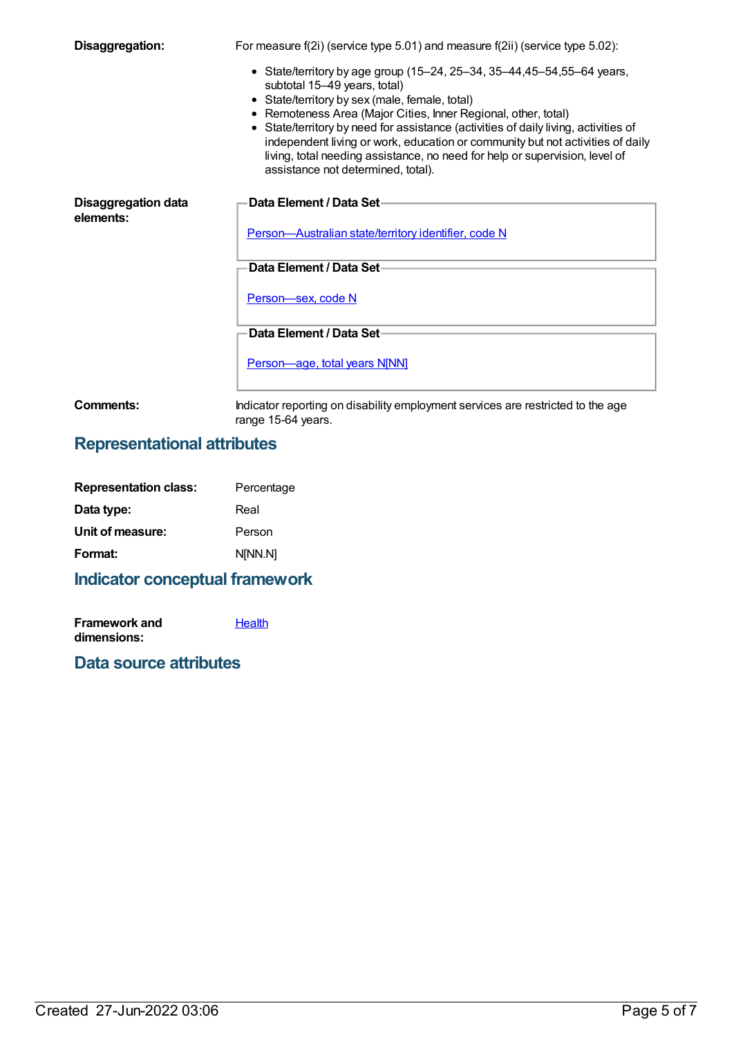**Disaggregation:** For measure f(2i) (service type 5.01) and measure f(2ii) (service type 5.02):

- State/territory by age group (15–24, 25–34, 35–44,45–54,55–64 years, subtotal 15–49 years, total)
- State/territory by sex (male, female, total)
- Remoteness Area (Major Cities, Inner Regional, other, total)
- State/territory by need for assistance (activities of daily living, activities of independent living or work, education or community but not activities of daily living, total needing assistance, no need for help or supervision, level of assistance not determined, total).

**Disaggregation data elements:**

**Data Element / Data Set**

Person—Australian state/territory identifier, code N

**Data Element / Data Set**

Person—sex, code N

**Data Element / Data Set**

Person—age, total years N[NN]

**Comments:** Indicator reporting on disability employment services are restricted to the age range 15-64 years.

## Representational attributes

**Representation class:** Percentage

**Data type:** Real

**Unit of measure:** Person

**Format:** N[NN.N]

## Indicator conceptual framework

**Framework and dimensions:** Health

## Data source attributes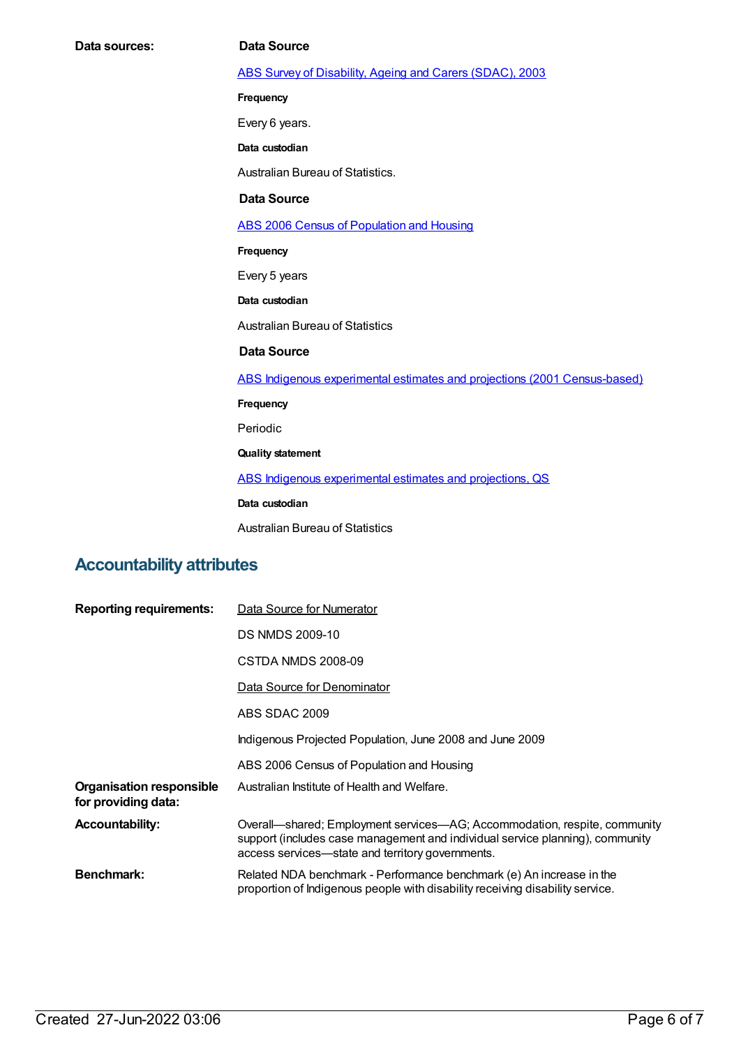**Data sources:**

**Data Source**

[ABS Survey of Disability, Ageing and Carers (SDAC), 2003]

**Frequency**

Every 6 years.

**Data custodian**

Australian Bureau of Statistics.

**Data Source**

[ABS 2006 Census of Population and Housing]

**Frequency**

Every 5 years

**Data custodian**

Australian Bureau of Statistics

**Data Source**

[ABS Indigenous experimental estimates and projections (2001 Census-based)]

**Frequency**

Periodic

**Quality statement**

[ABS Indigenous experimental estimates and projections, QS]

**Data custodian**

Australian Bureau of Statistics

## Accountability attributes

**Reporting requirements:**

Data Source for Numerator

DS NMDS 2009-10

CSTDA NMDS 2008-09

Data Source for Denominator

ABS SDAC 2009

Indigenous Projected Population, June 2008 and June 2009

ABS 2006 Census of Population and Housing

**Organisation responsible for providing data:** Australian Institute of Health and Welfare.

**Accountability:** Overall—shared; Employment services—AG; Accommodation, respite, community support (includes case management and individual service planning), community access services—state and territory governments.

**Benchmark:** Related NDA benchmark - Performance benchmark (e) An increase in the proportion of Indigenous people with disability receiving disability service.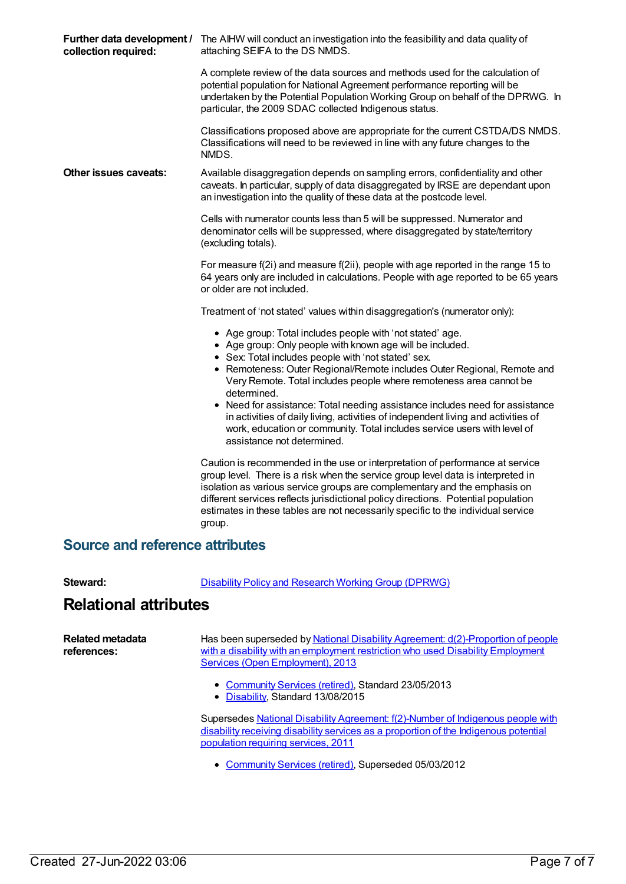**Further data development / collection required:** The AIHW will conduct an investigation into the feasibility and data quality of attaching SEIFA to the DS NMDS.

A complete review of the data sources and methods used for the calculation of potential population for National Agreement performance reporting will be undertaken by the Potential Population Working Group on behalf of the DPRWG. In particular, the 2009 SDAC collected Indigenous status.

Classifications proposed above are appropriate for the current CSTDA/DS NMDS. Classifications will need to be reviewed in line with any future changes to the NMDS.

**Other issues caveats:** Available disaggregation depends on sampling errors, confidentiality and other caveats. In particular, supply of data disaggregated by IRSE are dependant upon an investigation into the quality of these data at the postcode level.

Cells with numerator counts less than 5 will be suppressed. Numerator and denominator cells will be suppressed, where disaggregated by state/territory (excluding totals).

For measure f(2i) and measure f(2ii), people with age reported in the range 15 to 64 years only are included in calculations. People with age reported to be 65 years or older are not included.

Treatment of 'not stated' values within disaggregation's (numerator only):

- Age group: Total includes people with 'not stated' age.
- Age group: Only people with known age will be included.
- Sex: Total includes people with 'not stated' sex.
- Remoteness: Outer Regional/Remote includes Outer Regional, Remote and Very Remote. Total includes people where remoteness area cannot be determined.
- Need for assistance: Total needing assistance includes need for assistance in activities of daily living, activities of independent living and activities of work, education or community. Total includes service users with level of assistance not determined.

Caution is recommended in the use or interpretation of performance at service group level. There is a risk when the service group level data is interpreted in isolation as various service groups are complementary and the emphasis on different services reflects jurisdictional policy directions. Potential population estimates in these tables are not necessarily specific to the individual service group.

## Source and reference attributes

**Steward:** Disability Policy and Research Working Group (DPRWG)

# Relational attributes

**Related metadata references:** Has been superseded by National Disability Agreement: d(2)-Proportion of people with a disability with an employment restriction who used Disability Employment Services (Open Employment), 2013

- Community Services (retired), Standard 23/05/2013
- Disability, Standard 13/08/2015

Supersedes National Disability Agreement: f(2)-Number of Indigenous people with disability receiving disability services as a proportion of the Indigenous potential population requiring services, 2011

- Community Services (retired), Superseded 05/03/2012